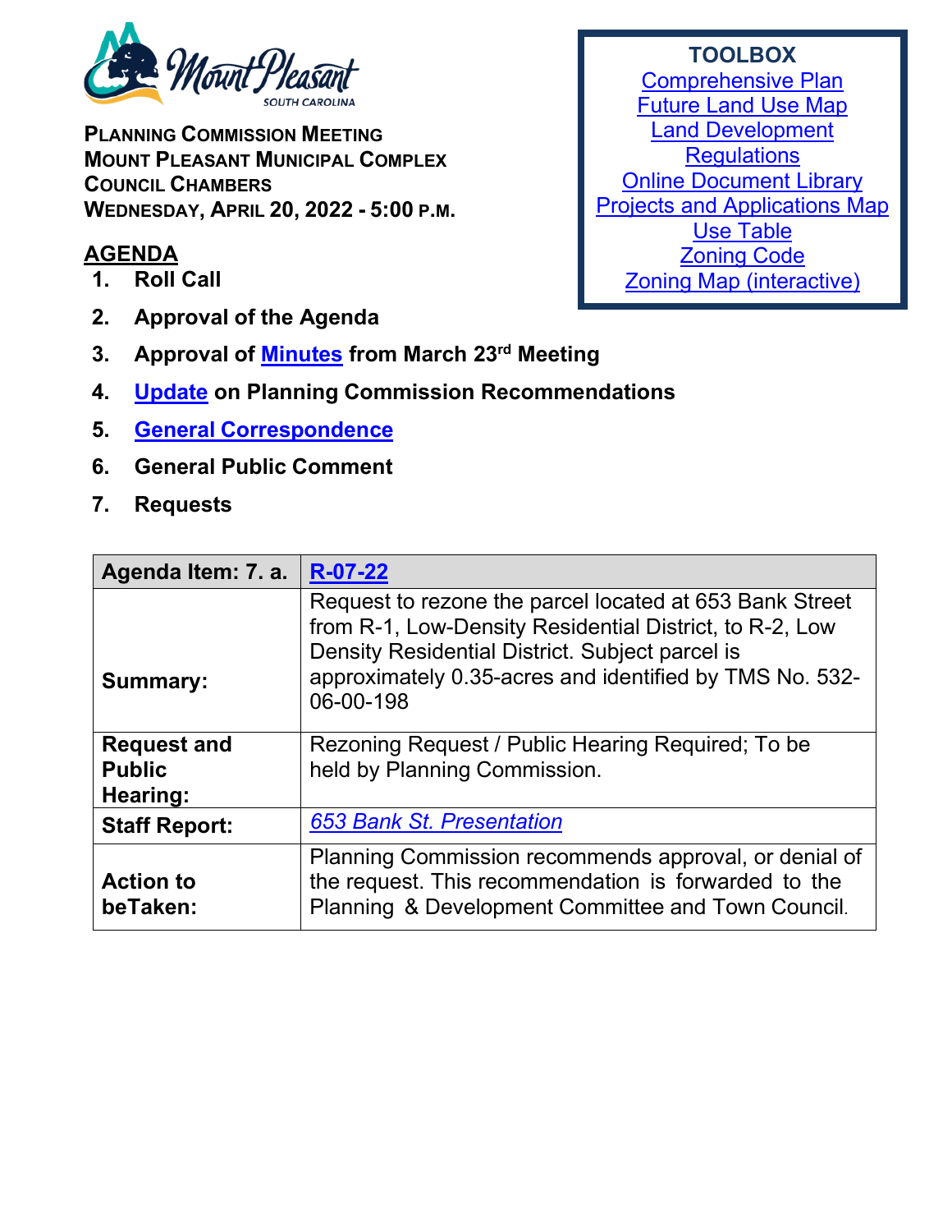Mount Pleasant
SOUTH CAROLINA

**PLANNING COMMISSION MEETING**
**MOUNT PLEASANT MUNICIPAL COMPLEX**
**COUNCIL CHAMBERS**
**WEDNESDAY, APRIL 20, 2022 - 5:00 P.M.**

**TOOLBOX**
Comprehensive Plan
Future Land Use Map
Land Development Regulations
Online Document Library
Projects and Applications Map
Use Table
Zoning Code
Zoning Map (interactive)

## AGENDA

1. **Roll Call**
2. **Approval of the Agenda**
3. **Approval of Minutes from March 23rd Meeting**
4. **Update on Planning Commission Recommendations**
5. **General Correspondence**
6. **General Public Comment**
7. **Requests**

| **Agenda Item: 7. a.** | **R-07-22** |
|---|---|
| **Summary:** | Request to rezone the parcel located at 653 Bank Street from R-1, Low-Density Residential District, to R-2, Low Density Residential District. Subject parcel is approximately 0.35-acres and identified by TMS No. 532-06-00-198 |
| **Request and Public Hearing:** | Rezoning Request / Public Hearing Required; To be held by Planning Commission. |
| **Staff Report:** | *653 Bank St. Presentation* |
| **Action to beTaken:** | Planning Commission recommends approval, or denial of the request. This recommendation is forwarded to the Planning & Development Committee and Town Council. |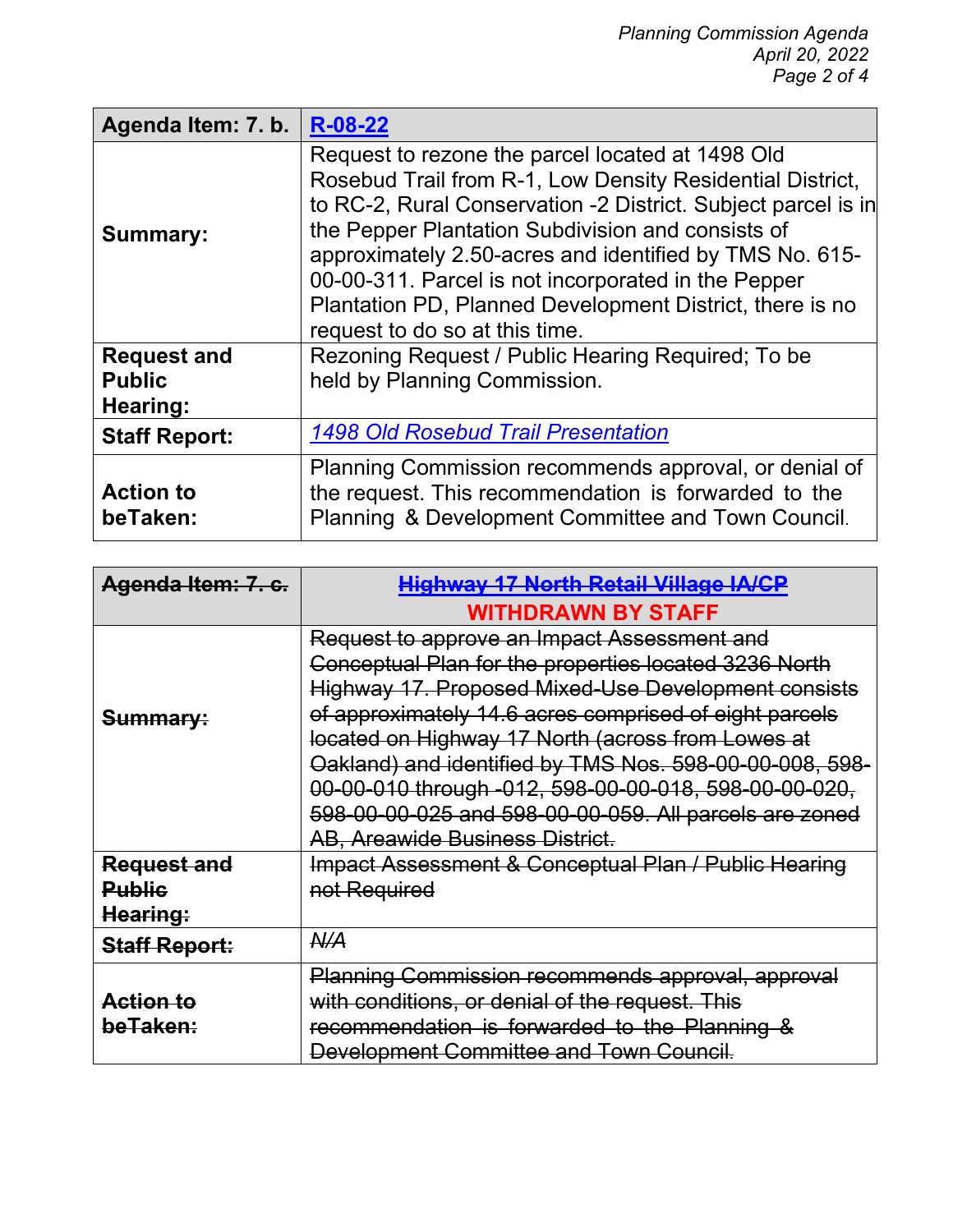| Agenda Item: 7. b. | [R-08-22] |
|---|---|
| **Summary:** | Request to rezone the parcel located at 1498 Old Rosebud Trail from R-1, Low Density Residential District, to RC-2, Rural Conservation -2 District. Subject parcel is in the Pepper Plantation Subdivision and consists of approximately 2.50-acres and identified by TMS No. 615-00-00-311. Parcel is not incorporated in the Pepper Plantation PD, Planned Development District, there is no request to do so at this time. |
| **Request and Public Hearing:** | Rezoning Request / Public Hearing Required; To be held by Planning Commission. |
| **Staff Report:** | *1498 Old Rosebud Trail Presentation* |
| **Action to beTaken:** | Planning Commission recommends approval, or denial of the request. This recommendation is forwarded to the Planning & Development Committee and Town Council. |

| ~~Agenda Item: 7. c.~~ | ~~Highway 17 North Retail Village IA/CP~~ **WITHDRAWN BY STAFF** |
|---|---|
| ~~**Summary:**~~ | ~~Request to approve an Impact Assessment and Conceptual Plan for the properties located 3236 North Highway 17. Proposed Mixed-Use Development consists of approximately 14.6 acres comprised of eight parcels located on Highway 17 North (across from Lowes at Oakland) and identified by TMS Nos. 598-00-00-008, 598-00-00-010 through -012, 598-00-00-018, 598-00-00-020, 598-00-00-025 and 598-00-00-059. All parcels are zoned AB, Areawide Business District.~~ |
| ~~**Request and Public Hearing:**~~ | ~~Impact Assessment & Conceptual Plan / Public Hearing not Required~~ |
| ~~**Staff Report:**~~ | ~~*N/A*~~ |
| ~~**Action to beTaken:**~~ | ~~Planning Commission recommends approval, approval with conditions, or denial of the request. This recommendation is forwarded to the Planning & Development Committee and Town Council.~~ |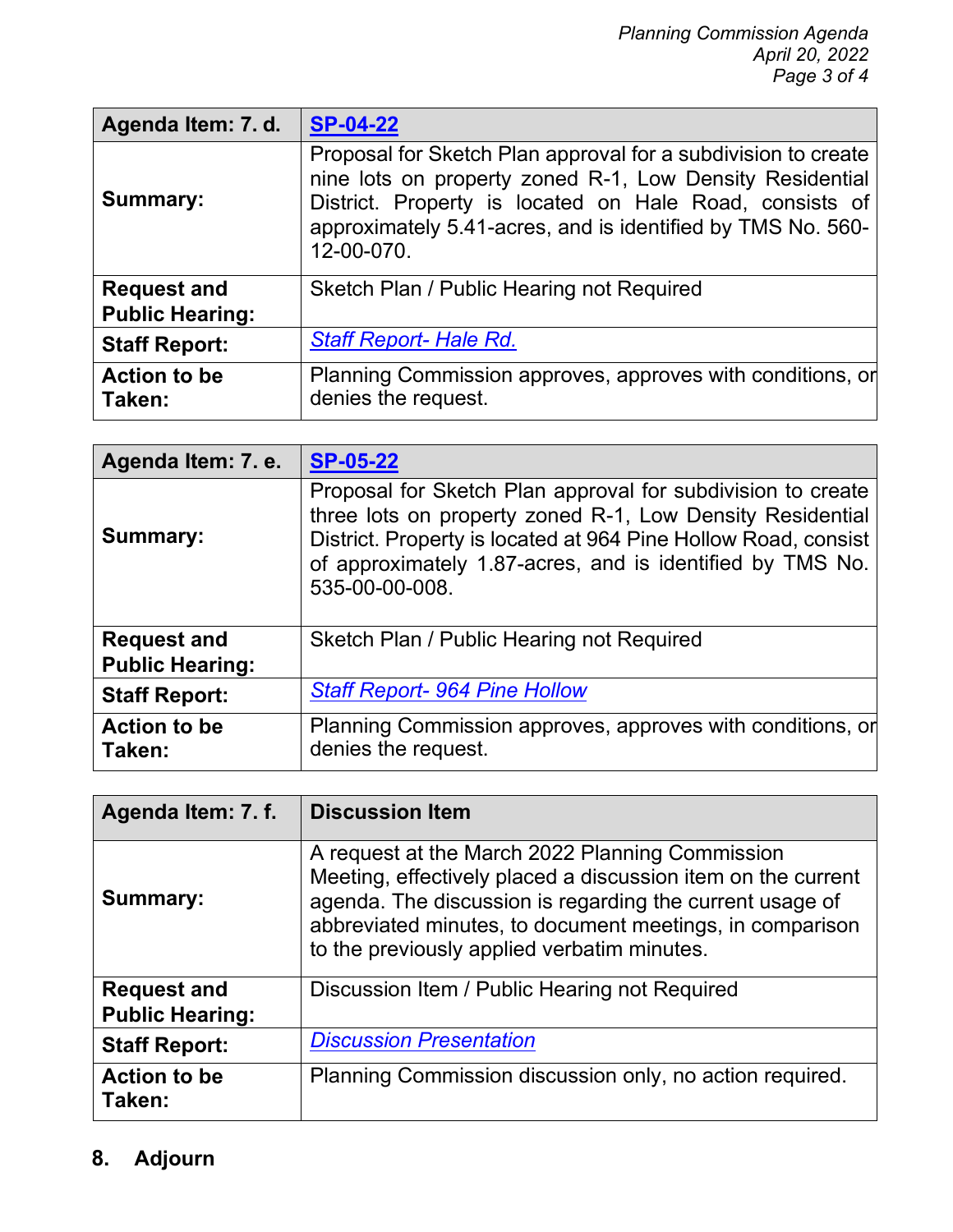| Agenda Item: 7. d. | **SP-04-22** |
|---|---|
| **Summary:** | Proposal for Sketch Plan approval for a subdivision to create nine lots on property zoned R-1, Low Density Residential District. Property is located on Hale Road, consists of approximately 5.41-acres, and is identified by TMS No. 560-12-00-070. |
| **Request and Public Hearing:** | Sketch Plan / Public Hearing not Required |
| **Staff Report:** | *Staff Report- Hale Rd.* |
| **Action to be Taken:** | Planning Commission approves, approves with conditions, or denies the request. |

| Agenda Item: 7. e. | **SP-05-22** |
|---|---|
| **Summary:** | Proposal for Sketch Plan approval for subdivision to create three lots on property zoned R-1, Low Density Residential District. Property is located at 964 Pine Hollow Road, consist of approximately 1.87-acres, and is identified by TMS No. 535-00-00-008. |
| **Request and Public Hearing:** | Sketch Plan / Public Hearing not Required |
| **Staff Report:** | *Staff Report- 964 Pine Hollow* |
| **Action to be Taken:** | Planning Commission approves, approves with conditions, or denies the request. |

| Agenda Item: 7. f. | **Discussion Item** |
|---|---|
| **Summary:** | A request at the March 2022 Planning Commission Meeting, effectively placed a discussion item on the current agenda. The discussion is regarding the current usage of abbreviated minutes, to document meetings, in comparison to the previously applied verbatim minutes. |
| **Request and Public Hearing:** | Discussion Item / Public Hearing not Required |
| **Staff Report:** | *Discussion Presentation* |
| **Action to be Taken:** | Planning Commission discussion only, no action required. |

**8. Adjourn**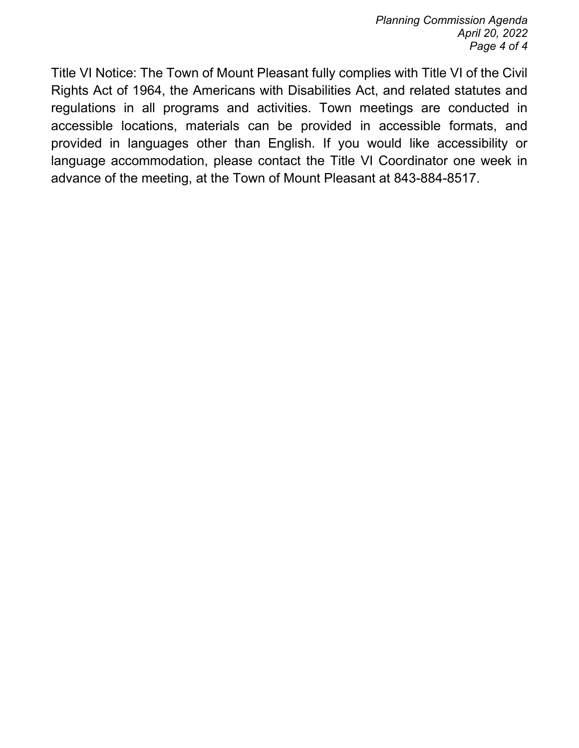Title VI Notice: The Town of Mount Pleasant fully complies with Title VI of the Civil Rights Act of 1964, the Americans with Disabilities Act, and related statutes and regulations in all programs and activities. Town meetings are conducted in accessible locations, materials can be provided in accessible formats, and provided in languages other than English. If you would like accessibility or language accommodation, please contact the Title VI Coordinator one week in advance of the meeting, at the Town of Mount Pleasant at 843-884-8517.